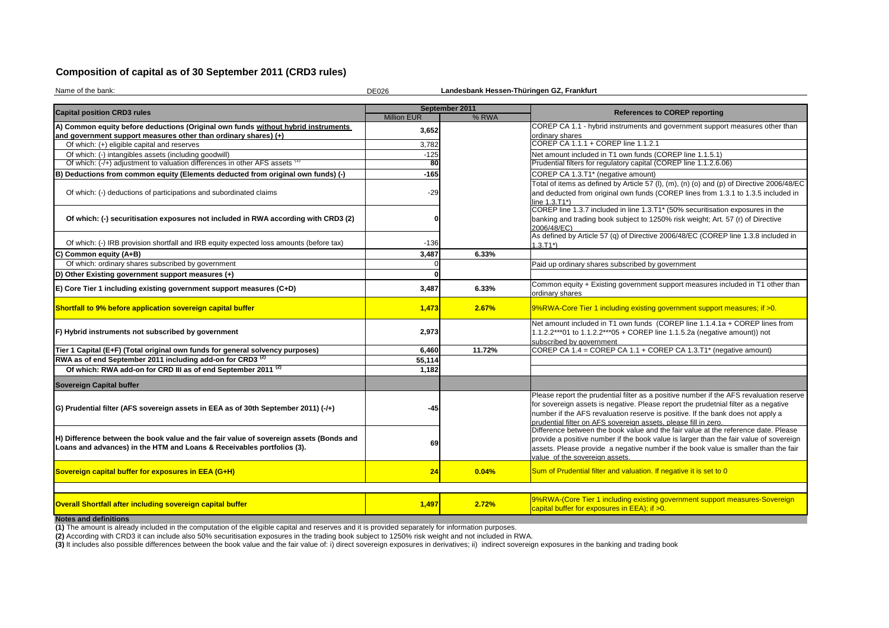# Composition of capital as of 30 September 2011 (CRD3 rules)

Name of the bank: DE026 **Landesbank Hessen-Thüringen GZ, Frankfurt**

| Capital position CRD3 rules | September 2011 | | References to COREP reporting |
|---|---|---|---|
| | Million EUR | % RWA | |
| **A) Common equity before deductions (Original own funds without hybrid instruments and government support measures other than ordinary shares) (+)** | 3,652 | | COREP CA 1.1 - hybrid instruments and government support measures other than ordinary shares |
| Of which: (+) eligible capital and reserves | 3,782 | | COREP CA 1.1.1 + COREP line 1.1.2.1 |
| Of which: (-) intangibles assets (including goodwill) | -125 | | Net amount included in T1 own funds (COREP line 1.1.5.1) |
| Of which: (-/+) adjustment to valuation differences in other AFS assets [1] | 80 | | Prudential filters for regulatory capital (COREP line 1.1.2.6.06) |
| **B) Deductions from common equity (Elements deducted from original own funds) (-)** | -165 | | COREP CA 1.3.T1* (negative amount) |
| Of which: (-) deductions of participations and subordinated claims | -29 | | Total of items as defined by Article 57 (l), (m), (n) (o) and (p) of Directive 2006/48/EC and deducted from original own funds (COREP lines from 1.3.1 to 1.3.5 included in line 1.3.T1*) |
| **Of which: (-) securitisation exposures not included in RWA according with CRD3 (2)** | 0 | | COREP line 1.3.7 included in line 1.3.T1* (50% securitisation exposures in the banking and trading book subject to 1250% risk weight; Art. 57 (r) of Directive 2006/48/EC) |
| Of which: (-) IRB provision shortfall and IRB equity expected loss amounts (before tax) | -136 | | As defined by Article 57 (q) of Directive 2006/48/EC (COREP line 1.3.8 included in 1.3.T1*) |
| **C) Common equity (A+B)** | 3,487 | 6.33% | |
| Of which: ordinary shares subscribed by government | 0 | | Paid up ordinary shares subscribed by government |
| **D) Other Existing government support measures (+)** | 0 | | |
| **E) Core Tier 1 including existing government support measures (C+D)** | 3,487 | 6.33% | Common equity + Existing government support measures included in T1 other than ordinary shares |
| **Shortfall to 9% before application sovereign capital buffer** | **1,473** | **2.67%** | 9%RWA-Core Tier 1 including existing government support measures; if >0. |
| **F) Hybrid instruments not subscribed by government** | 2,973 | | Net amount included in T1 own funds (COREP line 1.1.4.1a + COREP lines from 1.1.2.2***01 to 1.1.2.2***05 + COREP line 1.1.5.2a (negative amount)) not subscribed by government |
| **Tier 1 Capital (E+F) (Total original own funds for general solvency purposes)** | 6,460 | 11.72% | COREP CA 1.4 = COREP CA 1.1 + COREP CA 1.3.T1* (negative amount) |
| **RWA as of end September 2011 including add-on for CRD3 (2)** | 55,114 | | |
| **Of which: RWA add-on for CRD III as of end September 2011 (2)** | 1,182 | | |
| **Sovereign Capital buffer** | | | |
| **G) Prudential filter (AFS sovereign assets in EEA as of 30th September 2011) (-/+)** | -45 | | Please report the prudential filter as a positive number if the AFS revaluation reserve for sovereign assets is negative. Please report the prudetnial filter as a negative number if the AFS revaluation reserve is positive. If the bank does not apply a prudential filter on AFS sovereign assets, please fill in zero. |
| **H) Difference between the book value and the fair value of sovereign assets (Bonds and Loans and advances) in the HTM and Loans & Receivables portfolios (3).** | 69 | | Difference between the book value and the fair value at the reference date. Please provide a positive number if the book value is larger than the fair value of sovereign assets. Please provide a negative number if the book value is smaller than the fair value of the sovereign assets. |
| **Sovereign capital buffer for exposures in EEA (G+H)** | **24** | **0.04%** | Sum of Prudential filter and valuation. If negative it is set to 0 |
| **Overall Shortfall after including sovereign capital buffer** | **1,497** | **2.72%** | 9%RWA-(Core Tier 1 including existing government support measures-Sovereign capital buffer for exposures in EEA); if >0. |

**Notes and definitions**

**(1)** The amount is already included in the computation of the eligible capital and reserves and it is provided separately for information purposes.

**(2)** According with CRD3 it can include also 50% securitisation exposures in the trading book subject to 1250% risk weight and not included in RWA.

**(3)** It includes also possible differences between the book value and the fair value of: i) direct sovereign exposures in derivatives; ii) indirect sovereign exposures in the banking and trading book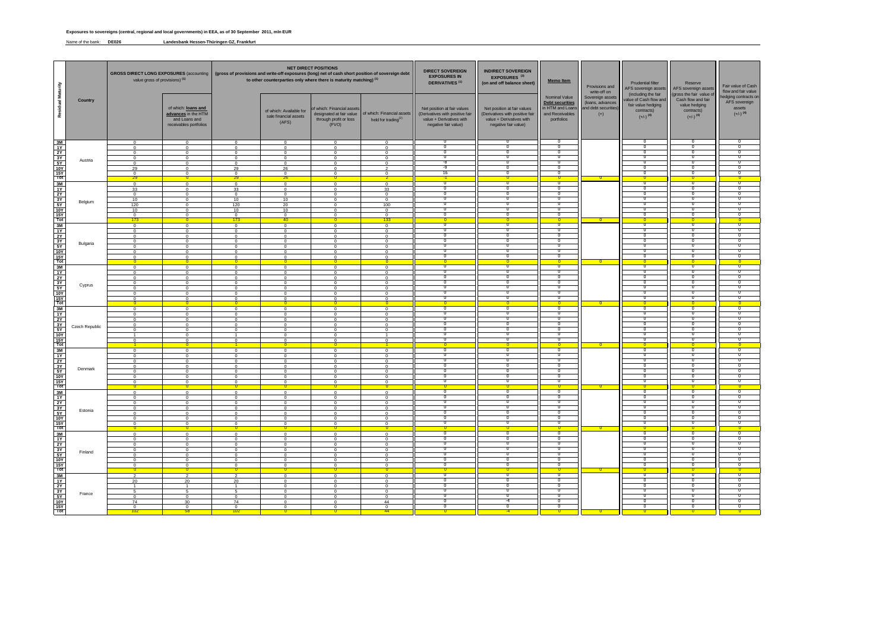**Exposures to sovereigns (central, regional and local governments) in EEA, as of 30 September 2011, mln EUR**

Name of the bank: **DE026** **Landesbank Hessen-Thüringen GZ, Frankfurt**

| Residual Maturity | Country | GROSS DIRECT LONG EXPOSURES (accounting value gross of provisions) (1) | | NET DIRECT POSITIONS (gross of provisions and write-off exposures (long) net of cash short position of sovereign debt to other counterparties only where there is maturity matching) (1) | | | | DIRECT SOVEREIGN EXPOSURES IN DERIVATIVES (1) | INDIRECT SOVEREIGN EXPOSURES (3) (on and off balance sheet) | Memo Item | Provisions and write-off on Sovereign assets (loans, advances and debt securities) (+) | Prudential filter AFS sovereign assets (including the fair value of Cash flow and fair value hedging contracts) (+/-) (4) | Reserve AFS sovereign assets (gross the fair value of Cash flow and fair value hedging contracts) (+/-) (4) | Fair value of Cash flow and fair value hedging contracts on AFS sovereign assets (+/-) (4) |
|---|---|---|---|---|---|---|---|---|---|---|---|---|---|---|
| | | | of which: loans and advances in the HTM and Loans and receivables portfolios | | of which: Available for sale financial assets (AFS) | of which: Financial assets designated at fair value through profit or loss (FVO) | of which: Financial assets held for trading (2) | Net position at fair values (Derivatives with positive fair value + Derivatives with negative fair value) | Net position at fair values (Derivatives with positive fair value + Derivatives with negative fair value) | Nominal Value Debt securities in HTM and Loans and Receivables portfolios | | | | |
| 3M | Austria | 0 | 0 | 0 | 0 | 0 | 0 | 0 | 0 | 0 | | 0 | 0 | 0 |
| 1Y | | 0 | 0 | 0 | 0 | 0 | 0 | 0 | 0 | 0 | | 0 | 0 | 0 |
| 2Y | | 0 | 0 | 0 | 0 | 0 | 0 | 0 | 0 | 0 | | 0 | 0 | 0 |
| 3Y | | 0 | 0 | 0 | 0 | 0 | 0 | 0 | 0 | 0 | | 0 | 0 | 0 |
| 5Y | | 0 | 0 | 0 | 0 | 0 | 0 | -8 | 0 | 0 | | 0 | 0 | 0 |
| 10Y | | 29 | 0 | 29 | 26 | 0 | 2 | -9 | 0 | 0 | | 0 | 0 | 0 |
| 15Y | | 0 | 0 | 0 | 0 | 0 | 0 | 16 | 0 | 0 | | 0 | 0 | 0 |
| Tot | | 29 | 0 | 29 | 26 | 0 | 2 | -1 | 0 | 0 | 0 | 0 | 0 | 0 |
| 3M | Belgium | 0 | 0 | 0 | 0 | 0 | 0 | 0 | 0 | 0 | | 0 | 0 | 0 |
| 1Y | | 33 | 0 | 33 | 0 | 0 | 33 | 0 | 0 | 0 | | 0 | 0 | 0 |
| 2Y | | 0 | 0 | 0 | 0 | 0 | 0 | 0 | 0 | 0 | | 0 | 0 | 0 |
| 3Y | | 10 | 0 | 10 | 10 | 0 | 0 | 0 | 0 | 0 | | 0 | 0 | 0 |
| 5Y | | 120 | 0 | 120 | 20 | 0 | 100 | 0 | 0 | 0 | | 0 | 0 | 0 |
| 10Y | | 10 | 0 | 10 | 10 | 0 | 0 | 0 | 0 | 0 | | 0 | 0 | 0 |
| 15Y | | 0 | 0 | 0 | 0 | 0 | 0 | 0 | 0 | 0 | | 0 | 0 | 0 |
| Tot | | 173 | 0 | 173 | 40 | 0 | 133 | 0 | 0 | 0 | 0 | 0 | 0 | 0 |
| 3M | Bulgaria | 0 | 0 | 0 | 0 | 0 | 0 | 0 | 0 | 0 | | 0 | 0 | 0 |
| 1Y | | 0 | 0 | 0 | 0 | 0 | 0 | 0 | 0 | 0 | | 0 | 0 | 0 |
| 2Y | | 0 | 0 | 0 | 0 | 0 | 0 | 0 | 0 | 0 | | 0 | 0 | 0 |
| 3Y | | 0 | 0 | 0 | 0 | 0 | 0 | 0 | 0 | 0 | | 0 | 0 | 0 |
| 5Y | | 0 | 0 | 0 | 0 | 0 | 0 | 0 | 0 | 0 | | 0 | 0 | 0 |
| 10Y | | 0 | 0 | 0 | 0 | 0 | 0 | 0 | 0 | 0 | | 0 | 0 | 0 |
| 15Y | | 0 | 0 | 0 | 0 | 0 | 0 | 0 | 0 | 0 | | 0 | 0 | 0 |
| Tot | | 0 | 0 | 0 | 0 | 0 | 0 | 0 | 0 | 0 | 0 | 0 | 0 | 0 |
| 3M | Cyprus | 0 | 0 | 0 | 0 | 0 | 0 | 0 | 0 | 0 | | 0 | 0 | 0 |
| 1Y | | 0 | 0 | 0 | 0 | 0 | 0 | 0 | 0 | 0 | | 0 | 0 | 0 |
| 2Y | | 0 | 0 | 0 | 0 | 0 | 0 | 0 | 0 | 0 | | 0 | 0 | 0 |
| 3Y | | 0 | 0 | 0 | 0 | 0 | 0 | 0 | 0 | 0 | | 0 | 0 | 0 |
| 5Y | | 0 | 0 | 0 | 0 | 0 | 0 | 0 | 0 | 0 | | 0 | 0 | 0 |
| 10Y | | 0 | 0 | 0 | 0 | 0 | 0 | 0 | 0 | 0 | | 0 | 0 | 0 |
| 15Y | | 0 | 0 | 0 | 0 | 0 | 0 | 0 | 0 | 0 | | 0 | 0 | 0 |
| Tot | | 0 | 0 | 0 | 0 | 0 | 0 | 0 | 0 | 0 | 0 | 0 | 0 | 0 |
| 3M | Czech Republic | 0 | 0 | 0 | 0 | 0 | 0 | 0 | 0 | 0 | | 0 | 0 | 0 |
| 1Y | | 0 | 0 | 0 | 0 | 0 | 0 | 0 | 0 | 0 | | 0 | 0 | 0 |
| 2Y | | 0 | 0 | 0 | 0 | 0 | 0 | 0 | 0 | 0 | | 0 | 0 | 0 |
| 3Y | | 0 | 0 | 0 | 0 | 0 | 0 | 0 | 0 | 0 | | 0 | 0 | 0 |
| 5Y | | 0 | 0 | 0 | 0 | 0 | 0 | 0 | 0 | 0 | | 0 | 0 | 0 |
| 10Y | | 1 | 0 | 1 | 0 | 0 | 1 | 0 | 0 | 0 | | 0 | 0 | 0 |
| 15Y | | 0 | 0 | 0 | 0 | 0 | 0 | 0 | 0 | 0 | | 0 | 0 | 0 |
| Tot | | 1 | 0 | 1 | 0 | 0 | 1 | 0 | 0 | 0 | 0 | 0 | 0 | 0 |
| 3M | Denmark | 0 | 0 | 0 | 0 | 0 | 0 | 0 | 0 | 0 | | 0 | 0 | 0 |
| 1Y | | 0 | 0 | 0 | 0 | 0 | 0 | 0 | 0 | 0 | | 0 | 0 | 0 |
| 2Y | | 0 | 0 | 0 | 0 | 0 | 0 | 0 | 0 | 0 | | 0 | 0 | 0 |
| 3Y | | 0 | 0 | 0 | 0 | 0 | 0 | 0 | 0 | 0 | | 0 | 0 | 0 |
| 5Y | | 0 | 0 | 0 | 0 | 0 | 0 | 0 | 0 | 0 | | 0 | 0 | 0 |
| 10Y | | 0 | 0 | 0 | 0 | 0 | 0 | 0 | 0 | 0 | | 0 | 0 | 0 |
| 15Y | | 0 | 0 | 0 | 0 | 0 | 0 | 0 | 0 | 0 | | 0 | 0 | 0 |
| Tot | | 0 | 0 | 0 | 0 | 0 | 0 | 0 | 0 | 0 | 0 | 0 | 0 | 0 |
| 3M | Estonia | 0 | 0 | 0 | 0 | 0 | 0 | 0 | 0 | 0 | | 0 | 0 | 0 |
| 1Y | | 0 | 0 | 0 | 0 | 0 | 0 | 0 | 0 | 0 | | 0 | 0 | 0 |
| 2Y | | 0 | 0 | 0 | 0 | 0 | 0 | 0 | 0 | 0 | | 0 | 0 | 0 |
| 3Y | | 0 | 0 | 0 | 0 | 0 | 0 | 0 | 0 | 0 | | 0 | 0 | 0 |
| 5Y | | 0 | 0 | 0 | 0 | 0 | 0 | 0 | 0 | 0 | | 0 | 0 | 0 |
| 10Y | | 0 | 0 | 0 | 0 | 0 | 0 | 0 | 0 | 0 | | 0 | 0 | 0 |
| 15Y | | 0 | 0 | 0 | 0 | 0 | 0 | 0 | 0 | 0 | | 0 | 0 | 0 |
| Tot | | 0 | 0 | 0 | 0 | 0 | 0 | 0 | 0 | 0 | 0 | 0 | 0 | 0 |
| 3M | Finland | 0 | 0 | 0 | 0 | 0 | 0 | 0 | 0 | 0 | | 0 | 0 | 0 |
| 1Y | | 0 | 0 | 0 | 0 | 0 | 0 | 0 | 0 | 0 | | 0 | 0 | 0 |
| 2Y | | 0 | 0 | 0 | 0 | 0 | 0 | 0 | 0 | 0 | | 0 | 0 | 0 |
| 3Y | | 0 | 0 | 0 | 0 | 0 | 0 | 0 | 0 | 0 | | 0 | 0 | 0 |
| 5Y | | 0 | 0 | 0 | 0 | 0 | 0 | 0 | 0 | 0 | | 0 | 0 | 0 |
| 10Y | | 0 | 0 | 0 | 0 | 0 | 0 | 0 | 0 | 0 | | 0 | 0 | 0 |
| 15Y | | 0 | 0 | 0 | 0 | 0 | 0 | 0 | 0 | 0 | | 0 | 0 | 0 |
| Tot | | 0 | 0 | 0 | 0 | 0 | 0 | 0 | 0 | 0 | 0 | 0 | 0 | 0 |
| 3M | France | 2 | 2 | 2 | 0 | 0 | 0 | 0 | 0 | 0 | | 0 | 0 | 0 |
| 1Y | | 20 | 20 | 20 | 0 | 0 | 0 | 0 | 0 | 0 | | 0 | 0 | 0 |
| 2Y | | 1 | 1 | 1 | 0 | 0 | 0 | 0 | 0 | 0 | | 0 | 0 | 0 |
| 3Y | | 5 | 5 | 5 | 0 | 0 | 0 | 0 | 0 | 0 | | 0 | 0 | 0 |
| 5Y | | 0 | 0 | 0 | 0 | 0 | 0 | 0 | 0 | 0 | | 0 | 0 | 0 |
| 10Y | | 74 | 30 | 74 | 0 | 0 | 44 | 0 | -4 | 0 | | 0 | 0 | 0 |
| 15Y | | 0 | 0 | 0 | 0 | 0 | 0 | 0 | 0 | 0 | | 0 | 0 | 0 |
| Tot | | 102 | 58 | 102 | 0 | 0 | 44 | 0 | -4 | 0 | 0 | 0 | 0 | 0 |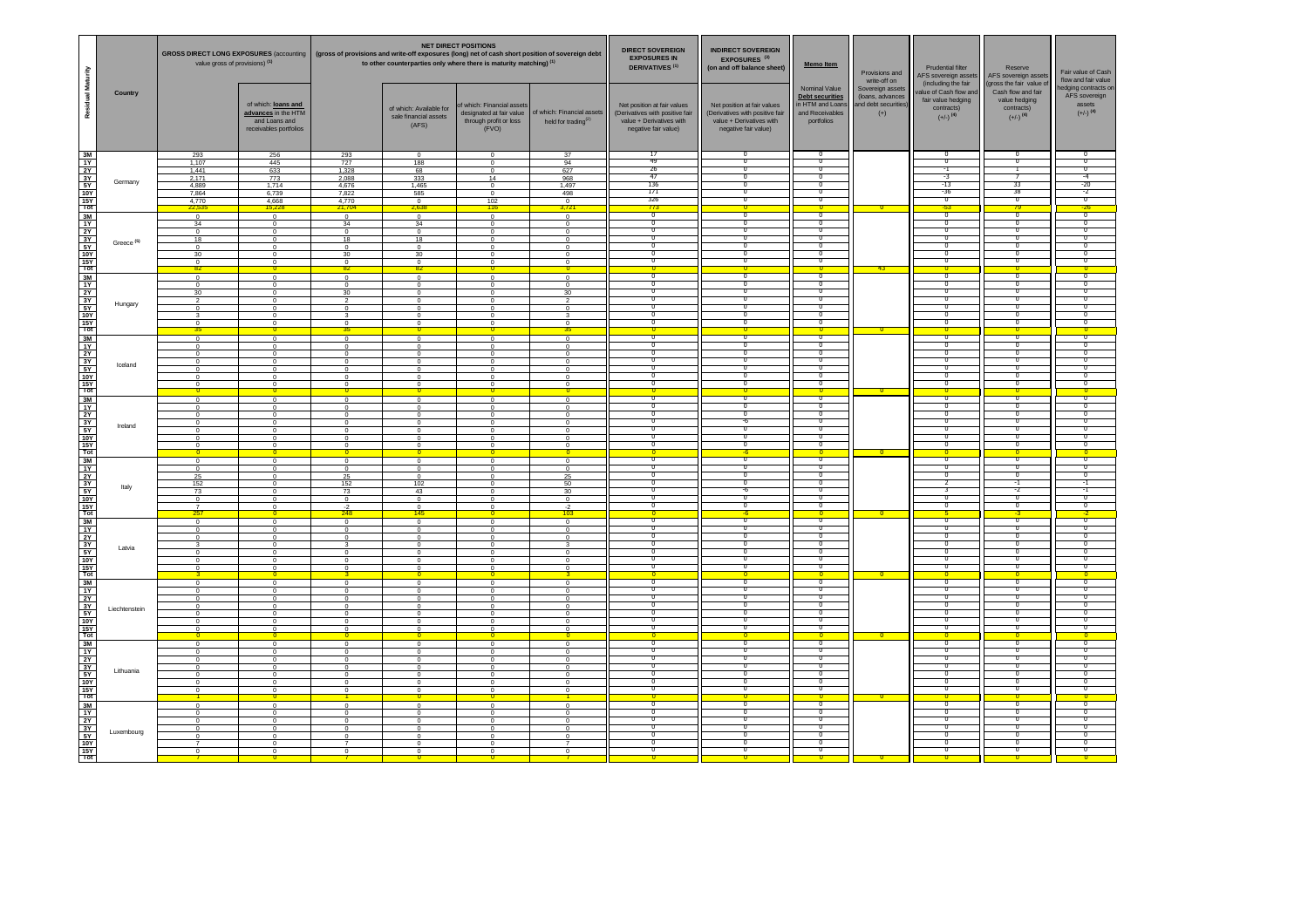| Residual Maturity | Country | GROSS DIRECT LONG EXPOSURES (accounting value gross of provisions) (1) | | NET DIRECT POSITIONS (gross of provisions and write-off exposures (long) net of cash short position of sovereign debt to other counterparties only where there is maturity matching) (1) | | | | DIRECT SOVEREIGN EXPOSURES IN DERIVATIVES (1) | INDIRECT SOVEREIGN EXPOSURES (3) (on and off balance sheet) | Memo Item | Provisions and write-off on Sovereign assets (loans, advances and debt securities) (+) | Prudential filter AFS sovereign assets (including the fair value of Cash flow and fair value hedging contracts) (+/-) (4) | Reserve AFS sovereign assets (gross the fair value of Cash flow and fair value hedging contracts) (+/-) (4) | Fair value of Cash flow and fair value hedging contracts on AFS sovereign assets (+/-) (4) |
|---|---|---|---|---|---|---|---|---|---|---|---|---|---|---|
| | | | of which: loans and advances in the HTM and Loans and receivables portfolios | | of which: Available for sale financial assets (AFS) | of which: Financial assets designated at fair value through profit or loss (FVO) | of which: Financial assets held for trading (2) | Net position at fair values (Derivatives with positive fair value + Derivatives with negative fair value) | Net position at fair values (Derivatives with positive fair value + Derivatives with negative fair value) | Nominal Value Debt securities in HTM and Loans and Receivables portfolios | | | | |
| 3M | Germany | 293 | 256 | 293 | 0 | 0 | 37 | 17 | 0 | 0 | | 0 | 0 | 0 |
| 1Y | | 1,107 | 445 | 727 | 188 | 0 | 94 | 49 | 0 | 0 | | 0 | 0 | 0 |
| 2Y | | 1,441 | 633 | 1,328 | 68 | 0 | 627 | 26 | 0 | 0 | | -1 | 1 | 0 |
| 3Y | | 2,171 | 773 | 2,088 | 333 | 14 | 968 | 47 | 0 | 0 | | -3 | 7 | -4 |
| 5Y | | 4,889 | 1,714 | 4,676 | 1,465 | 0 | 1,497 | 136 | 0 | 0 | | -13 | 33 | -20 |
| 10Y | | 7,864 | 6,739 | 7,822 | 585 | 0 | 498 | 171 | 0 | 0 | | -36 | 38 | -2 |
| 15Y | | 4,770 | 4,668 | 4,770 | 0 | 102 | 0 | 326 | 0 | 0 | | 0 | 0 | 0 |
| Tot | | 22,535 | 15,228 | 21,704 | 2,638 | 116 | 3,721 | 773 | 0 | 0 | 0 | -53 | 79 | -26 |
| 3M | Greece (5) | 0 | 0 | 0 | 0 | 0 | 0 | 0 | 0 | 0 | | 0 | 0 | 0 |
| 1Y | | 34 | 0 | 34 | 34 | 0 | 0 | 0 | 0 | 0 | | 0 | 0 | 0 |
| 2Y | | 0 | 0 | 0 | 0 | 0 | 0 | 0 | 0 | 0 | | 0 | 0 | 0 |
| 3Y | | 18 | 0 | 18 | 18 | 0 | 0 | 0 | 0 | 0 | | 0 | 0 | 0 |
| 5Y | | 0 | 0 | 0 | 0 | 0 | 0 | 0 | 0 | 0 | | 0 | 0 | 0 |
| 10Y | | 30 | 0 | 30 | 30 | 0 | 0 | 0 | 0 | 0 | | 0 | 0 | 0 |
| 15Y | | 0 | 0 | 0 | 0 | 0 | 0 | 0 | 0 | 0 | | 0 | 0 | 0 |
| Tot | | 82 | 0 | 82 | 82 | 0 | 0 | 0 | 0 | 0 | 43 | 0 | 0 | 0 |
| 3M | Hungary | 0 | 0 | 0 | 0 | 0 | 0 | 0 | 0 | 0 | | 0 | 0 | 0 |
| 1Y | | 0 | 0 | 0 | 0 | 0 | 0 | 0 | 0 | 0 | | 0 | 0 | 0 |
| 2Y | | 30 | 0 | 30 | 0 | 0 | 30 | 0 | 0 | 0 | | 0 | 0 | 0 |
| 3Y | | 2 | 0 | 2 | 0 | 0 | 2 | 0 | 0 | 0 | | 0 | 0 | 0 |
| 5Y | | 0 | 0 | 0 | 0 | 0 | 0 | 0 | 0 | 0 | | 0 | 0 | 0 |
| 10Y | | 3 | 0 | 3 | 0 | 0 | 3 | 0 | 0 | 0 | | 0 | 0 | 0 |
| 15Y | | 0 | 0 | 0 | 0 | 0 | 0 | 0 | 0 | 0 | | 0 | 0 | 0 |
| Tot | | 35 | 0 | 35 | 0 | 0 | 35 | 0 | 0 | 0 | 0 | 0 | 0 | 0 |
| 3M | Iceland | 0 | 0 | 0 | 0 | 0 | 0 | 0 | 0 | 0 | | 0 | 0 | 0 |
| 1Y | | 0 | 0 | 0 | 0 | 0 | 0 | 0 | 0 | 0 | | 0 | 0 | 0 |
| 2Y | | 0 | 0 | 0 | 0 | 0 | 0 | 0 | 0 | 0 | | 0 | 0 | 0 |
| 3Y | | 0 | 0 | 0 | 0 | 0 | 0 | 0 | 0 | 0 | | 0 | 0 | 0 |
| 5Y | | 0 | 0 | 0 | 0 | 0 | 0 | 0 | 0 | 0 | | 0 | 0 | 0 |
| 10Y | | 0 | 0 | 0 | 0 | 0 | 0 | 0 | 0 | 0 | | 0 | 0 | 0 |
| 15Y | | 0 | 0 | 0 | 0 | 0 | 0 | 0 | 0 | 0 | | 0 | 0 | 0 |
| Tot | | 0 | 0 | 0 | 0 | 0 | 0 | 0 | 0 | 0 | 0 | 0 | 0 | 0 |
| 3M | Ireland | 0 | 0 | 0 | 0 | 0 | 0 | 0 | 0 | 0 | | 0 | 0 | 0 |
| 1Y | | 0 | 0 | 0 | 0 | 0 | 0 | 0 | 0 | 0 | | 0 | 0 | 0 |
| 2Y | | 0 | 0 | 0 | 0 | 0 | 0 | 0 | 0 | 0 | | 0 | 0 | 0 |
| 3Y | | 0 | 0 | 0 | 0 | 0 | 0 | 0 | -6 | 0 | | 0 | 0 | 0 |
| 5Y | | 0 | 0 | 0 | 0 | 0 | 0 | 0 | 0 | 0 | | 0 | 0 | 0 |
| 10Y | | 0 | 0 | 0 | 0 | 0 | 0 | 0 | 0 | 0 | | 0 | 0 | 0 |
| 15Y | | 0 | 0 | 0 | 0 | 0 | 0 | 0 | 0 | 0 | | 0 | 0 | 0 |
| Tot | | 0 | 0 | 0 | 0 | 0 | 0 | 0 | -6 | 0 | 0 | 0 | 0 | 0 |
| 3M | Italy | 0 | 0 | 0 | 0 | 0 | 0 | 0 | 0 | 0 | | 0 | 0 | 0 |
| 1Y | | 0 | 0 | 0 | 0 | 0 | 0 | 0 | 0 | 0 | | 0 | 0 | 0 |
| 2Y | | 25 | 0 | 25 | 0 | 0 | 25 | 0 | 0 | 0 | | 0 | 0 | 0 |
| 3Y | | 152 | 0 | 152 | 102 | 0 | 50 | 0 | 0 | 0 | | 2 | -1 | -1 |
| 5Y | | 73 | 0 | 73 | 43 | 0 | 30 | 0 | -6 | 0 | | 3 | -2 | -1 |
| 10Y | | 0 | 0 | 0 | 0 | 0 | 0 | 0 | 0 | 0 | | 0 | 0 | 0 |
| 15Y | | 7 | 0 | -2 | 0 | 0 | -2 | 0 | 0 | 0 | | 0 | 0 | 0 |
| Tot | | 257 | 0 | 248 | 145 | 0 | 103 | 0 | -6 | 0 | 0 | 5 | -3 | -2 |
| 3M | Latvia | 0 | 0 | 0 | 0 | 0 | 0 | 0 | 0 | 0 | | 0 | 0 | 0 |
| 1Y | | 0 | 0 | 0 | 0 | 0 | 0 | 0 | 0 | 0 | | 0 | 0 | 0 |
| 2Y | | 0 | 0 | 0 | 0 | 0 | 0 | 0 | 0 | 0 | | 0 | 0 | 0 |
| 3Y | | 3 | 0 | 3 | 0 | 0 | 3 | 0 | 0 | 0 | | 0 | 0 | 0 |
| 5Y | | 0 | 0 | 0 | 0 | 0 | 0 | 0 | 0 | 0 | | 0 | 0 | 0 |
| 10Y | | 0 | 0 | 0 | 0 | 0 | 0 | 0 | 0 | 0 | | 0 | 0 | 0 |
| 15Y | | 0 | 0 | 0 | 0 | 0 | 0 | 0 | 0 | 0 | | 0 | 0 | 0 |
| Tot | | 3 | 0 | 3 | 0 | 0 | 3 | 0 | 0 | 0 | 0 | 0 | 0 | 0 |
| 3M | Liechtenstein | 0 | 0 | 0 | 0 | 0 | 0 | 0 | 0 | 0 | | 0 | 0 | 0 |
| 1Y | | 0 | 0 | 0 | 0 | 0 | 0 | 0 | 0 | 0 | | 0 | 0 | 0 |
| 2Y | | 0 | 0 | 0 | 0 | 0 | 0 | 0 | 0 | 0 | | 0 | 0 | 0 |
| 3Y | | 0 | 0 | 0 | 0 | 0 | 0 | 0 | 0 | 0 | | 0 | 0 | 0 |
| 5Y | | 0 | 0 | 0 | 0 | 0 | 0 | 0 | 0 | 0 | | 0 | 0 | 0 |
| 10Y | | 0 | 0 | 0 | 0 | 0 | 0 | 0 | 0 | 0 | | 0 | 0 | 0 |
| 15Y | | 0 | 0 | 0 | 0 | 0 | 0 | 0 | 0 | 0 | | 0 | 0 | 0 |
| Tot | | 0 | 0 | 0 | 0 | 0 | 0 | 0 | 0 | 0 | 0 | 0 | 0 | 0 |
| 3M | Lithuania | 0 | 0 | 0 | 0 | 0 | 0 | 0 | 0 | 0 | | 0 | 0 | 0 |
| 1Y | | 0 | 0 | 0 | 0 | 0 | 0 | 0 | 0 | 0 | | 0 | 0 | 0 |
| 2Y | | 0 | 0 | 0 | 0 | 0 | 0 | 0 | 0 | 0 | | 0 | 0 | 0 |
| 3Y | | 0 | 0 | 0 | 0 | 0 | 0 | 0 | 0 | 0 | | 0 | 0 | 0 |
| 5Y | | 0 | 0 | 0 | 0 | 0 | 0 | 0 | 0 | 0 | | 0 | 0 | 0 |
| 10Y | | 0 | 0 | 0 | 0 | 0 | 0 | 0 | 0 | 0 | | 0 | 0 | 0 |
| 15Y | | 0 | 0 | 0 | 0 | 0 | 0 | 0 | 0 | 0 | | 0 | 0 | 0 |
| Tot | | 1 | 0 | 1 | 0 | 0 | 1 | 0 | 0 | 0 | 0 | 0 | 0 | 0 |
| 3M | Luxembourg | 0 | 0 | 0 | 0 | 0 | 0 | 0 | 0 | 0 | | 0 | 0 | 0 |
| 1Y | | 0 | 0 | 0 | 0 | 0 | 0 | 0 | 0 | 0 | | 0 | 0 | 0 |
| 2Y | | 0 | 0 | 0 | 0 | 0 | 0 | 0 | 0 | 0 | | 0 | 0 | 0 |
| 3Y | | 0 | 0 | 0 | 0 | 0 | 0 | 0 | 0 | 0 | | 0 | 0 | 0 |
| 5Y | | 0 | 0 | 0 | 0 | 0 | 0 | 0 | 0 | 0 | | 0 | 0 | 0 |
| 10Y | | 7 | 0 | 7 | 0 | 0 | 7 | 0 | 0 | 0 | | 0 | 0 | 0 |
| 15Y | | 0 | 0 | 0 | 0 | 0 | 0 | 0 | 0 | 0 | | 0 | 0 | 0 |
| Tot | | 7 | 0 | 7 | 0 | 0 | 7 | 0 | 0 | 0 | 0 | 0 | 0 | 0 |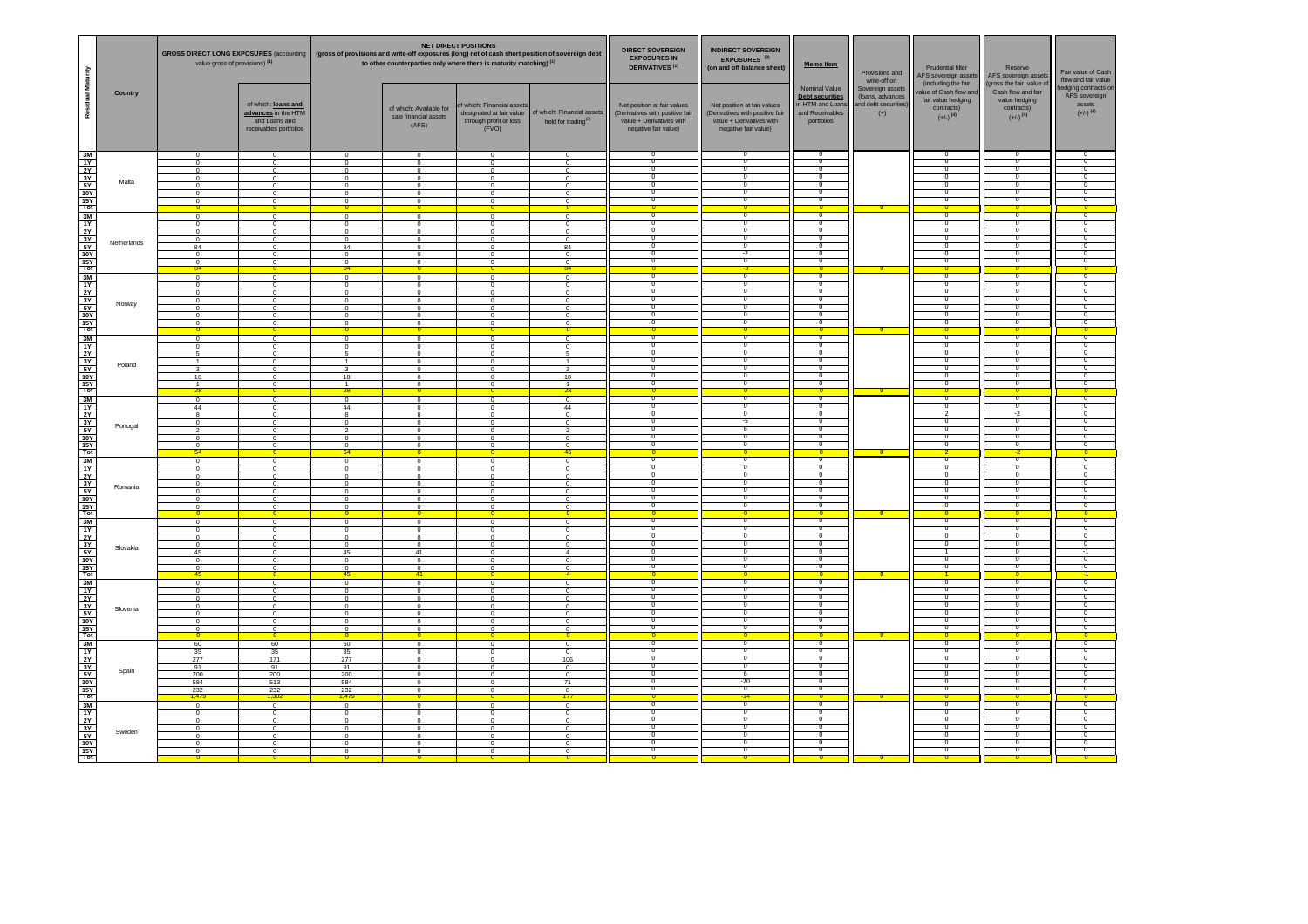| Residual Maturity | Country | GROSS DIRECT LONG EXPOSURES (accounting value gross of provisions) (1) | | NET DIRECT POSITIONS (gross of provisions and write-off exposures (long) net of cash short position of sovereign debt to other counterparties only where there is maturity matching) (1) | | | | DIRECT SOVEREIGN EXPOSURES IN DERIVATIVES (1) | INDIRECT SOVEREIGN EXPOSURES (3) (on and off balance sheet) | Memo Item | Provisions and write-off on Sovereign assets (loans, advances and debt securities) (+) | Prudential filter AFS sovereign assets (including the fair value of Cash flow and fair value hedging contracts) (+/-) (4) | Reserve AFS sovereign assets (gross the fair value of Cash flow and fair value hedging contracts) (+/-) (4) | Fair value of Cash flow and fair value hedging contracts on AFS sovereign assets (+/-) (4) |
|---|---|---|---|---|---|---|---|---|---|---|---|---|---|---|
| | | | of which: loans and advances in the HTM and Loans and receivables portfolios | | of which: Available for sale financial assets (AFS) | of which: Financial assets designated at fair value through profit or loss (FVO) | of which: Financial assets held for trading (2) | Net position at fair values (Derivatives with positive fair value + Derivatives with negative fair value) | Net position at fair values (Derivatives with positive fair value + Derivatives with negative fair value) | Nominal Value Debt securities in HTM and Loans and Receivables portfolios | | | | |
| 3M | Malta | 0 | 0 | 0 | 0 | 0 | 0 | 0 | 0 | 0 | | 0 | 0 | 0 |
| 1Y | | 0 | 0 | 0 | 0 | 0 | 0 | 0 | 0 | 0 | | 0 | 0 | 0 |
| 2Y | | 0 | 0 | 0 | 0 | 0 | 0 | 0 | 0 | 0 | | 0 | 0 | 0 |
| 3Y | | 0 | 0 | 0 | 0 | 0 | 0 | 0 | 0 | 0 | | 0 | 0 | 0 |
| 5Y | | 0 | 0 | 0 | 0 | 0 | 0 | 0 | 0 | 0 | | 0 | 0 | 0 |
| 10Y | | 0 | 0 | 0 | 0 | 0 | 0 | 0 | 0 | 0 | | 0 | 0 | 0 |
| 15Y | | 0 | 0 | 0 | 0 | 0 | 0 | 0 | 0 | 0 | | 0 | 0 | 0 |
| Tot | | 0 | 0 | 0 | 0 | 0 | 0 | 0 | 0 | 0 | 0 | 0 | 0 | 0 |
| 3M | Netherlands | 0 | 0 | 0 | 0 | 0 | 0 | 0 | 0 | 0 | | 0 | 0 | 0 |
| 1Y | | 0 | 0 | 0 | 0 | 0 | 0 | 0 | 0 | 0 | | 0 | 0 | 0 |
| 2Y | | 0 | 0 | 0 | 0 | 0 | 0 | 0 | 0 | 0 | | 0 | 0 | 0 |
| 3Y | | 0 | 0 | 0 | 0 | 0 | 0 | 0 | 0 | 0 | | 0 | 0 | 0 |
| 5Y | | 84 | 0 | 84 | 0 | 0 | 84 | 0 | 0 | 0 | | 0 | 0 | 0 |
| 10Y | | 0 | 0 | 0 | 0 | 0 | 0 | 0 | -2 | 0 | | 0 | 0 | 0 |
| 15Y | | 0 | 0 | 0 | 0 | 0 | 0 | 0 | 0 | 0 | | 0 | 0 | 0 |
| Tot | | 84 | 0 | 84 | 0 | 0 | 84 | 0 | -3 | 0 | 0 | 0 | 0 | 0 |
| 3M | Norway | 0 | 0 | 0 | 0 | 0 | 0 | 0 | 0 | 0 | | 0 | 0 | 0 |
| 1Y | | 0 | 0 | 0 | 0 | 0 | 0 | 0 | 0 | 0 | | 0 | 0 | 0 |
| 2Y | | 0 | 0 | 0 | 0 | 0 | 0 | 0 | 0 | 0 | | 0 | 0 | 0 |
| 3Y | | 0 | 0 | 0 | 0 | 0 | 0 | 0 | 0 | 0 | | 0 | 0 | 0 |
| 5Y | | 0 | 0 | 0 | 0 | 0 | 0 | 0 | 0 | 0 | | 0 | 0 | 0 |
| 10Y | | 0 | 0 | 0 | 0 | 0 | 0 | 0 | 0 | 0 | | 0 | 0 | 0 |
| 15Y | | 0 | 0 | 0 | 0 | 0 | 0 | 0 | 0 | 0 | | 0 | 0 | 0 |
| Tot | | 0 | 0 | 0 | 0 | 0 | 0 | 0 | 0 | 0 | 0 | 0 | 0 | 0 |
| 3M | Poland | 0 | 0 | 0 | 0 | 0 | 0 | 0 | 0 | 0 | | 0 | 0 | 0 |
| 1Y | | 0 | 0 | 0 | 0 | 0 | 0 | 0 | 0 | 0 | | 0 | 0 | 0 |
| 2Y | | 5 | 0 | 5 | 0 | 0 | 5 | 0 | 0 | 0 | | 0 | 0 | 0 |
| 3Y | | 1 | 0 | 1 | 0 | 0 | 1 | 0 | 0 | 0 | | 0 | 0 | 0 |
| 5Y | | 3 | 0 | 3 | 0 | 0 | 3 | 0 | 0 | 0 | | 0 | 0 | 0 |
| 10Y | | 18 | 0 | 18 | 0 | 0 | 18 | 0 | 0 | 0 | | 0 | 0 | 0 |
| 15Y | | 1 | 0 | 1 | 0 | 0 | 1 | 0 | 0 | 0 | | 0 | 0 | 0 |
| Tot | | 28 | 0 | 28 | 0 | 0 | 28 | 0 | 0 | 0 | 0 | 0 | 0 | 0 |
| 3M | Portugal | 0 | 0 | 0 | 0 | 0 | 0 | 0 | 0 | 0 | | 0 | 0 | 0 |
| 1Y | | 44 | 0 | 44 | 0 | 0 | 44 | 0 | 0 | 0 | | 0 | 0 | 0 |
| 2Y | | 8 | 0 | 8 | 8 | 0 | 0 | 0 | 0 | 0 | | 2 | -2 | 0 |
| 3Y | | 0 | 0 | 0 | 0 | 0 | 0 | 0 | -5 | 0 | | 0 | 0 | 0 |
| 5Y | | 2 | 0 | 2 | 0 | 0 | 2 | 0 | 6 | 0 | | 0 | 0 | 0 |
| 10Y | | 0 | 0 | 0 | 0 | 0 | 0 | 0 | 0 | 0 | | 0 | 0 | 0 |
| 15Y | | 0 | 0 | 0 | 0 | 0 | 0 | 0 | 0 | 0 | | 0 | 0 | 0 |
| Tot | | 54 | 0 | 54 | 8 | 0 | 46 | 0 | 0 | 0 | 0 | 2 | -2 | 0 |
| 3M | Romania | 0 | 0 | 0 | 0 | 0 | 0 | 0 | 0 | 0 | | 0 | 0 | 0 |
| 1Y | | 0 | 0 | 0 | 0 | 0 | 0 | 0 | 0 | 0 | | 0 | 0 | 0 |
| 2Y | | 0 | 0 | 0 | 0 | 0 | 0 | 0 | 0 | 0 | | 0 | 0 | 0 |
| 3Y | | 0 | 0 | 0 | 0 | 0 | 0 | 0 | 0 | 0 | | 0 | 0 | 0 |
| 5Y | | 0 | 0 | 0 | 0 | 0 | 0 | 0 | 0 | 0 | | 0 | 0 | 0 |
| 10Y | | 0 | 0 | 0 | 0 | 0 | 0 | 0 | 0 | 0 | | 0 | 0 | 0 |
| 15Y | | 0 | 0 | 0 | 0 | 0 | 0 | 0 | 0 | 0 | | 0 | 0 | 0 |
| Tot | | 0 | 0 | 0 | 0 | 0 | 0 | 0 | 0 | 0 | 0 | 0 | 0 | 0 |
| 3M | Slovakia | 0 | 0 | 0 | 0 | 0 | 0 | 0 | 0 | 0 | | 0 | 0 | 0 |
| 1Y | | 0 | 0 | 0 | 0 | 0 | 0 | 0 | 0 | 0 | | 0 | 0 | 0 |
| 2Y | | 0 | 0 | 0 | 0 | 0 | 0 | 0 | 0 | 0 | | 0 | 0 | 0 |
| 3Y | | 0 | 0 | 0 | 0 | 0 | 0 | 0 | 0 | 0 | | 0 | 0 | 0 |
| 5Y | | 45 | 0 | 45 | 41 | 0 | 4 | 0 | 0 | 0 | | 1 | 0 | -1 |
| 10Y | | 0 | 0 | 0 | 0 | 0 | 0 | 0 | 0 | 0 | | 0 | 0 | 0 |
| 15Y | | 0 | 0 | 0 | 0 | 0 | 0 | 0 | 0 | 0 | | 0 | 0 | 0 |
| Tot | | 45 | 0 | 45 | 41 | 0 | 4 | 0 | 0 | 0 | 0 | 1 | 0 | -1 |
| 3M | Slovenia | 0 | 0 | 0 | 0 | 0 | 0 | 0 | 0 | 0 | | 0 | 0 | 0 |
| 1Y | | 0 | 0 | 0 | 0 | 0 | 0 | 0 | 0 | 0 | | 0 | 0 | 0 |
| 2Y | | 0 | 0 | 0 | 0 | 0 | 0 | 0 | 0 | 0 | | 0 | 0 | 0 |
| 3Y | | 0 | 0 | 0 | 0 | 0 | 0 | 0 | 0 | 0 | | 0 | 0 | 0 |
| 5Y | | 0 | 0 | 0 | 0 | 0 | 0 | 0 | 0 | 0 | | 0 | 0 | 0 |
| 10Y | | 0 | 0 | 0 | 0 | 0 | 0 | 0 | 0 | 0 | | 0 | 0 | 0 |
| 15Y | | 0 | 0 | 0 | 0 | 0 | 0 | 0 | 0 | 0 | | 0 | 0 | 0 |
| Tot | | 0 | 0 | 0 | 0 | 0 | 0 | 0 | 0 | 0 | 0 | 0 | 0 | 0 |
| 3M | Spain | 60 | 60 | 60 | 0 | 0 | 0 | 0 | 0 | 0 | | 0 | 0 | 0 |
| 1Y | | 35 | 35 | 35 | 0 | 0 | 0 | 0 | 0 | 0 | | 0 | 0 | 0 |
| 2Y | | 277 | 171 | 277 | 0 | 0 | 106 | 0 | 0 | 0 | | 0 | 0 | 0 |
| 3Y | | 91 | 91 | 91 | 0 | 0 | 0 | 0 | 0 | 0 | | 0 | 0 | 0 |
| 5Y | | 200 | 200 | 200 | 0 | 0 | 0 | 0 | 6 | 0 | | 0 | 0 | 0 |
| 10Y | | 584 | 513 | 584 | 0 | 0 | 71 | 0 | -20 | 0 | | 0 | 0 | 0 |
| 15Y | | 232 | 232 | 232 | 0 | 0 | 0 | 0 | 0 | 0 | | 0 | 0 | 0 |
| Tot | | 1,479 | 1,302 | 1,479 | 0 | 0 | 177 | 0 | -14 | 0 | 0 | 0 | 0 | 0 |
| 3M | Sweden | 0 | 0 | 0 | 0 | 0 | 0 | 0 | 0 | 0 | | 0 | 0 | 0 |
| 1Y | | 0 | 0 | 0 | 0 | 0 | 0 | 0 | 0 | 0 | | 0 | 0 | 0 |
| 2Y | | 0 | 0 | 0 | 0 | 0 | 0 | 0 | 0 | 0 | | 0 | 0 | 0 |
| 3Y | | 0 | 0 | 0 | 0 | 0 | 0 | 0 | 0 | 0 | | 0 | 0 | 0 |
| 5Y | | 0 | 0 | 0 | 0 | 0 | 0 | 0 | 0 | 0 | | 0 | 0 | 0 |
| 10Y | | 0 | 0 | 0 | 0 | 0 | 0 | 0 | 0 | 0 | | 0 | 0 | 0 |
| 15Y | | 0 | 0 | 0 | 0 | 0 | 0 | 0 | 0 | 0 | | 0 | 0 | 0 |
| Tot | | 0 | 0 | 0 | 0 | 0 | 0 | 0 | 0 | 0 | 0 | 0 | 0 | 0 |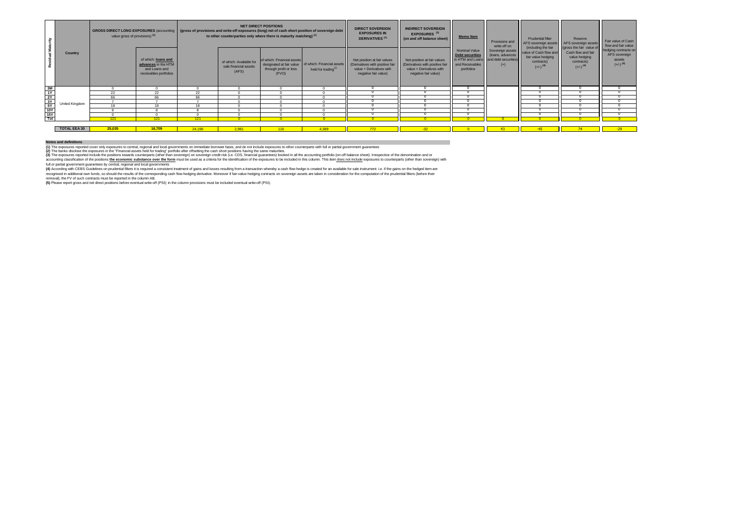| Residual Maturity | Country | GROSS DIRECT LONG EXPOSURES (accounting value gross of provisions) (1) | | NET DIRECT POSITIONS (gross of provisions and write-off exposures (long) net of cash short position of sovereign debt to other counterparties only where there is maturity matching) (1) | | | | DIRECT SOVEREIGN EXPOSURES IN DERIVATIVES (1) | INDIRECT SOVEREIGN EXPOSURES (3) (on and off balance sheet) | Memo Item | Provisions and write-off on Sovereign assets (loans, advances and debt securities) (+) | Prudential filter AFS sovereign assets (including the fair value of Cash flow and fair value hedging contracts) (+/-) (4) | Reserve AFS sovereign assets (gross the fair value of Cash flow and fair value hedging contracts) (+/-) (4) | Fair value of Cash flow and fair value hedging contracts on AFS sovereign assets (+/-) (4) |
|---|---|---|---|---|---|---|---|---|---|---|---|---|---|---|
| | | | of which: loans and advances in the HTM and Loans and receivables portfolios | | of which: Available for sale financial assets (AFS) | of which: Financial assets designated at fair value through profit or loss (FVO) | of which: Financial assets held for trading (2) | Net position at fair values (Derivatives with positive fair value + Derivatives with negative fair value) | Net position at fair values (Derivatives with positive fair value + Derivatives with negative fair value) | Nominal Value Debt securities in HTM and Loans and Receivables portfolios | | | | |
| 3M | United Kingdom | 0 | 0 | 0 | 0 | 0 | 0 | 0 | 0 | 0 | | 0 | 0 | 0 |
| 1Y | | 22 | 22 | 22 | 0 | 0 | 0 | 0 | 0 | 0 | | 0 | 0 | 0 |
| 2Y | | 66 | 66 | 66 | 0 | 0 | 0 | 0 | 0 | 0 | | 0 | 0 | 0 |
| 3Y | | 7 | 7 | 7 | 0 | 0 | 0 | 0 | 0 | 0 | | 0 | 0 | 0 |
| 5Y | | 18 | 18 | 18 | 0 | 0 | 0 | 0 | 0 | 0 | | 0 | 0 | 0 |
| 10Y | | 8 | 8 | 8 | 0 | 0 | 0 | 0 | 0 | 0 | | 0 | 0 | 0 |
| 15Y | | 0 | 0 | 0 | 0 | 0 | 0 | 0 | 0 | 0 | | 0 | 0 | 0 |
| Tot | | 121 | 121 | 121 | 0 | 0 | 0 | 0 | 0 | 0 | 0 | 0 | 0 | 0 |
| | TOTAL EEA 30 | 25,035 | 16,709 | 24,196 | 2,981 | 116 | 4,389 | 772 | -32 | 0 | 43 | -45 | 74 | -29 |

**Notes and definitions**

**(1)** The exposures reported cover only exposures to central, regional and local governments on immediate borrower basis, and do not include exposures to other counterparties with full or partial government guarantees

**(2)** The banks disclose the exposures in the "Financial assets held for trading" portfolio after offsetting the cash short positions having the same maturities.

**(3)** The exposures reported include the positions towards counterparts (other than sovereign) on sovereign credit risk (i.e. CDS, financial guarantees) booked in all the accounting portfolio (on-off balance sheet). Irrespective of the denomination and or accounting classification of the positions **the economic substance over the form** must be used as a criteria for the identification of the exposures to be included in this column. This item does not include exposures to counterparts (other than sovereign) with full or partial government guarantees by central, regional and local governments

**(4)** According with CEBS Guidelines on prudential filters it is required a consistent treatment of gains and losses resulting from a transaction whereby a cash flow hedge is created for an available for sale instrument: i.e. if the gains on the hedged item are recognised in additional own funds, so should the results of the corresponding cash flow hedging derivative. Moreover if fair-value hedging contracts on sovereign assets are taken in consideration for the computation of the prudential filters (before their removal), the FV of such contracts must be reported in the column AB.

**(5)** Please report gross and net direct positions before eventual write-off (PSI); in the column provisions must be included eventual write-off (PSI).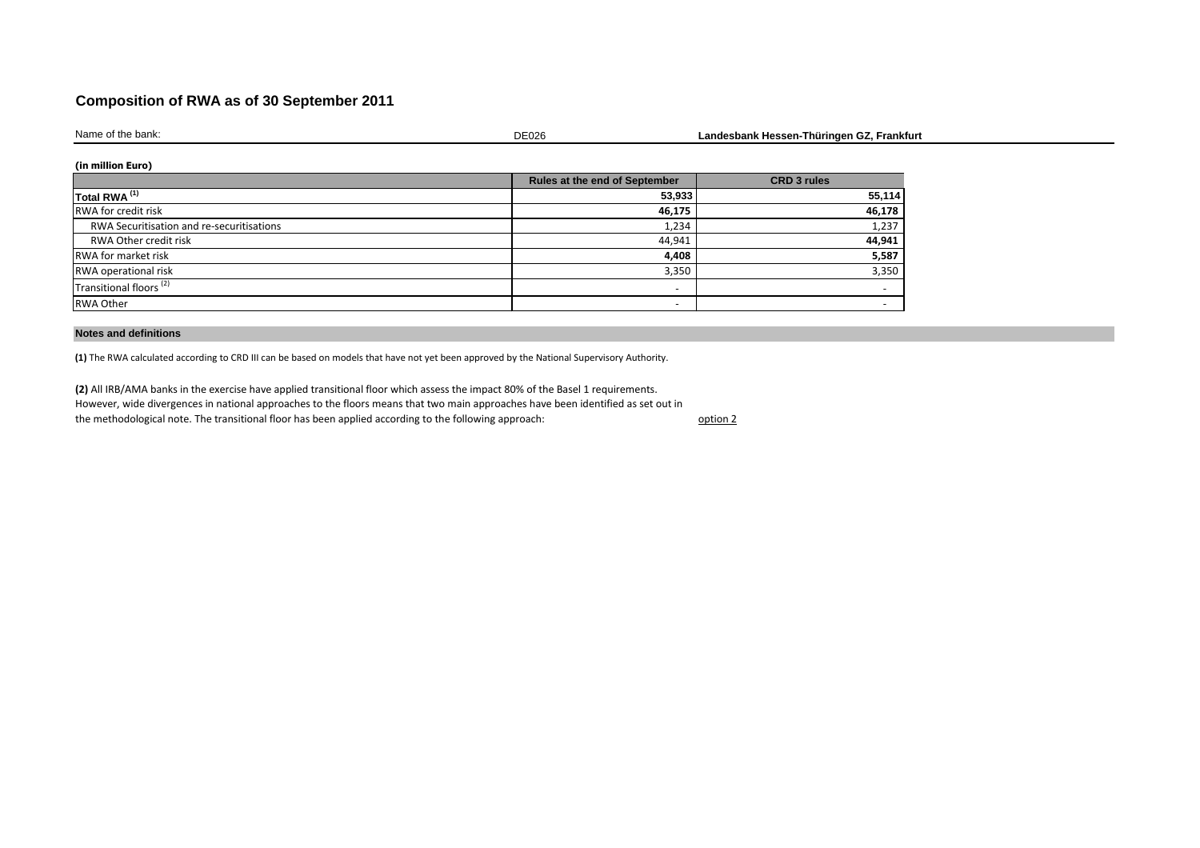# Composition of RWA as of 30 September 2011

Name of the bank: DE026 **Landesbank Hessen-Thüringen GZ, Frankfurt**

**(in million Euro)**

| | Rules at the end of September | CRD 3 rules |
|---|---|---|
| **Total RWA [(1)]** | **53,933** | **55,114** |
| RWA for credit risk | **46,175** | **46,178** |
| RWA Securitisation and re-securitisations | 1,234 | 1,237 |
| RWA Other credit risk | 44,941 | **44,941** |
| RWA for market risk | **4,408** | **5,587** |
| RWA operational risk | 3,350 | 3,350 |
| Transitional floors [(2)] | - | - |
| RWA Other | - | - |

**Notes and definitions**

**(1)** The RWA calculated according to CRD III can be based on models that have not yet been approved by the National Supervisory Authority.

**(2)** All IRB/AMA banks in the exercise have applied transitional floor which assess the impact 80% of the Basel 1 requirements. However, wide divergences in national approaches to the floors means that two main approaches have been identified as set out in the methodological note. The transitional floor has been applied according to the following approach: option 2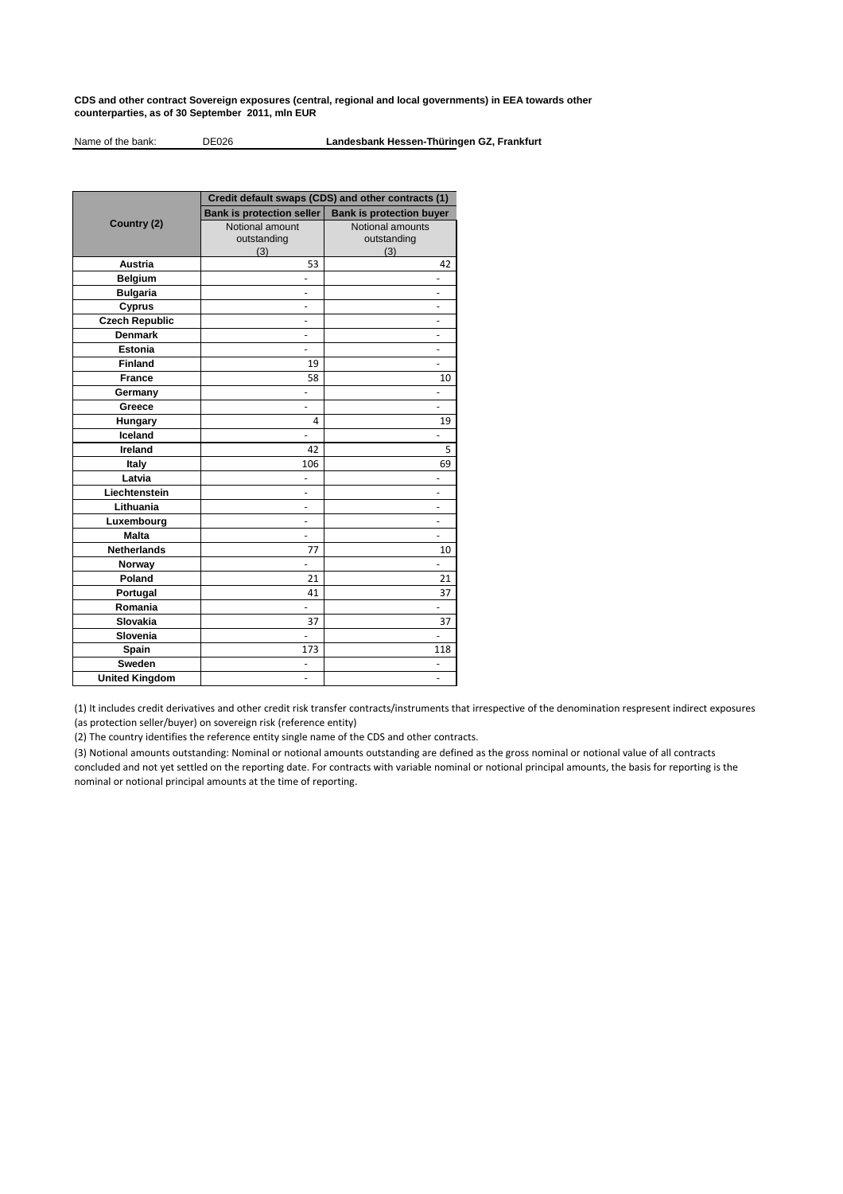**CDS and other contract Sovereign exposures (central, regional and local governments) in EEA towards other counterparties, as of 30 September 2011, mln EUR**

Name of the bank: DE026 **Landesbank Hessen-Thüringen GZ, Frankfurt**

| Country (2) | Credit default swaps (CDS) and other contracts (1) | |
|---|---|---|
| | Bank is protection seller | Bank is protection buyer |
| | Notional amount outstanding (3) | Notional amounts outstanding (3) |
| Austria | 53 | 42 |
| Belgium | - | - |
| Bulgaria | - | - |
| Cyprus | - | - |
| Czech Republic | - | - |
| Denmark | - | - |
| Estonia | - | - |
| Finland | 19 | - |
| France | 58 | 10 |
| Germany | - | - |
| Greece | - | - |
| Hungary | 4 | 19 |
| Iceland | - | - |
| Ireland | 42 | 5 |
| Italy | 106 | 69 |
| Latvia | - | - |
| Liechtenstein | - | - |
| Lithuania | - | - |
| Luxembourg | - | - |
| Malta | - | - |
| Netherlands | 77 | 10 |
| Norway | - | - |
| Poland | 21 | 21 |
| Portugal | 41 | 37 |
| Romania | - | - |
| Slovakia | 37 | 37 |
| Slovenia | - | - |
| Spain | 173 | 118 |
| Sweden | - | - |
| United Kingdom | - | - |

(1) It includes credit derivatives and other credit risk transfer contracts/instruments that irrespective of the denomination respresent indirect exposures (as protection seller/buyer) on sovereign risk (reference entity)

(2) The country identifies the reference entity single name of the CDS and other contracts.

(3) Notional amounts outstanding: Nominal or notional amounts outstanding are defined as the gross nominal or notional value of all contracts concluded and not yet settled on the reporting date. For contracts with variable nominal or notional principal amounts, the basis for reporting is the nominal or notional principal amounts at the time of reporting.